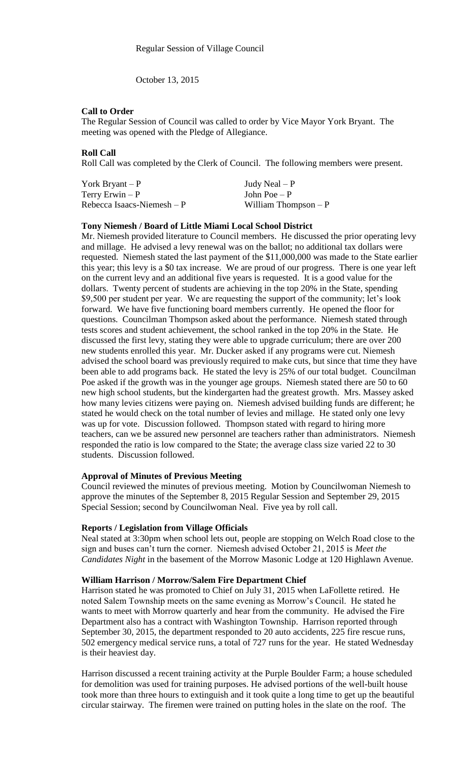Regular Session of Village Council

October 13, 2015

**Call to Order**

The Regular Session of Council was called to order by Vice Mayor York Bryant. The meeting was opened with the Pledge of Allegiance.

**Roll Call**

Roll Call was completed by the Clerk of Council. The following members were present.

| | |
|---|---|
| York Bryant – P | Judy Neal – P |
| Terry Erwin – P | John Poe – P |
| Rebecca Isaacs-Niemesh – P | William Thompson – P |

**Tony Niemesh / Board of Little Miami Local School District**

Mr. Niemesh provided literature to Council members. He discussed the prior operating levy and millage. He advised a levy renewal was on the ballot; no additional tax dollars were requested. Niemesh stated the last payment of the $11,000,000 was made to the State earlier this year; this levy is a $0 tax increase. We are proud of our progress. There is one year left on the current levy and an additional five years is requested. It is a good value for the dollars. Twenty percent of students are achieving in the top 20% in the State, spending $9,500 per student per year. We are requesting the support of the community; let's look forward. We have five functioning board members currently. He opened the floor for questions. Councilman Thompson asked about the performance. Niemesh stated through tests scores and student achievement, the school ranked in the top 20% in the State. He discussed the first levy, stating they were able to upgrade curriculum; there are over 200 new students enrolled this year. Mr. Ducker asked if any programs were cut. Niemesh advised the school board was previously required to make cuts, but since that time they have been able to add programs back. He stated the levy is 25% of our total budget. Councilman Poe asked if the growth was in the younger age groups. Niemesh stated there are 50 to 60 new high school students, but the kindergarten had the greatest growth. Mrs. Massey asked how many levies citizens were paying on. Niemesh advised building funds are different; he stated he would check on the total number of levies and millage. He stated only one levy was up for vote. Discussion followed. Thompson stated with regard to hiring more teachers, can we be assured new personnel are teachers rather than administrators. Niemesh responded the ratio is low compared to the State; the average class size varied 22 to 30 students. Discussion followed.

**Approval of Minutes of Previous Meeting**

Council reviewed the minutes of previous meeting. Motion by Councilwoman Niemesh to approve the minutes of the September 8, 2015 Regular Session and September 29, 2015 Special Session; second by Councilwoman Neal. Five yea by roll call.

**Reports / Legislation from Village Officials**

Neal stated at 3:30pm when school lets out, people are stopping on Welch Road close to the sign and buses can't turn the corner. Niemesh advised October 21, 2015 is *Meet the Candidates Night* in the basement of the Morrow Masonic Lodge at 120 Highlawn Avenue.

**William Harrison / Morrow/Salem Fire Department Chief**

Harrison stated he was promoted to Chief on July 31, 2015 when LaFollette retired. He noted Salem Township meets on the same evening as Morrow's Council. He stated he wants to meet with Morrow quarterly and hear from the community. He advised the Fire Department also has a contract with Washington Township. Harrison reported through September 30, 2015, the department responded to 20 auto accidents, 225 fire rescue runs, 502 emergency medical service runs, a total of 727 runs for the year. He stated Wednesday is their heaviest day.

Harrison discussed a recent training activity at the Purple Boulder Farm; a house scheduled for demolition was used for training purposes. He advised portions of the well-built house took more than three hours to extinguish and it took quite a long time to get up the beautiful circular stairway. The firemen were trained on putting holes in the slate on the roof. The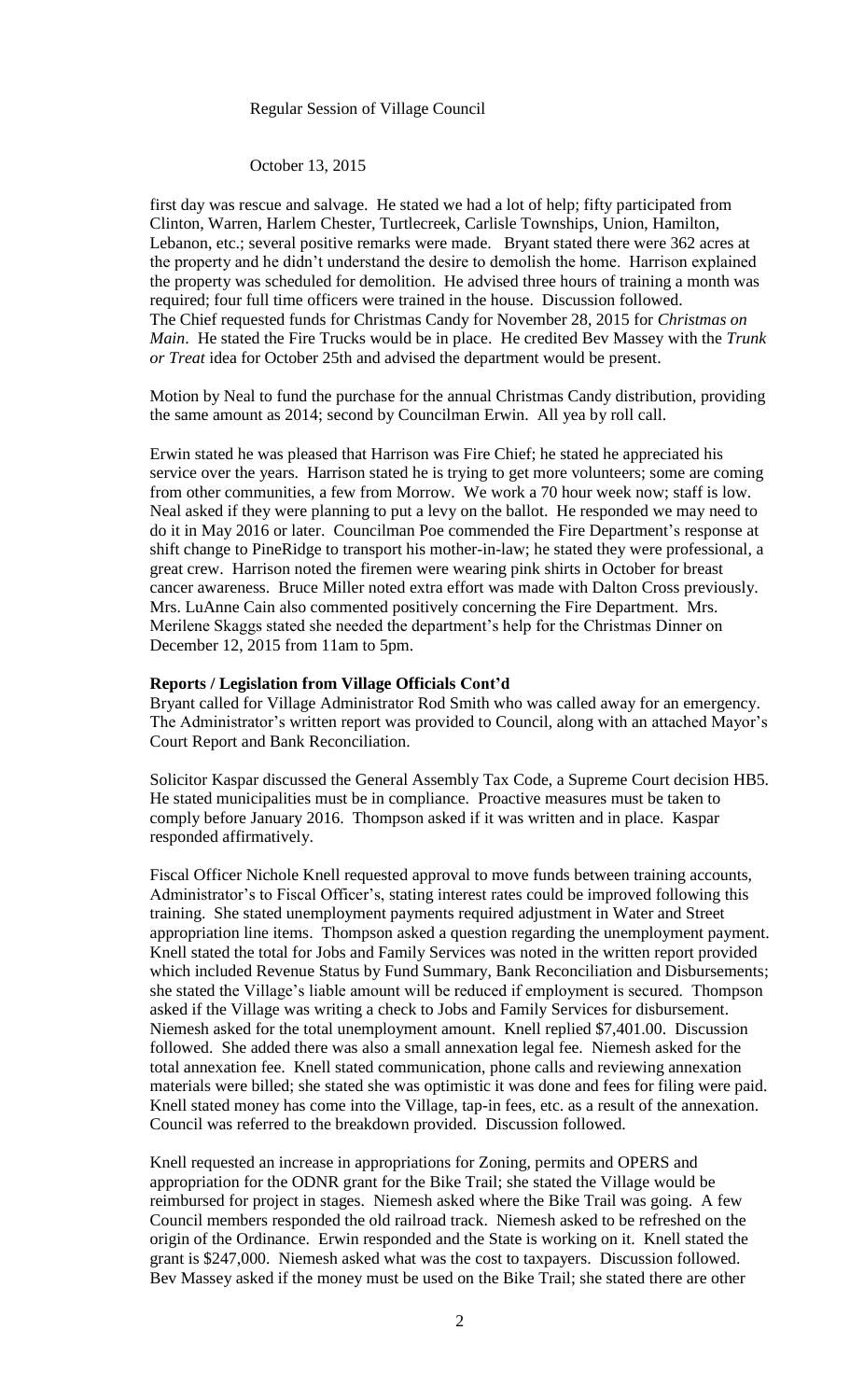first day was rescue and salvage. He stated we had a lot of help; fifty participated from Clinton, Warren, Harlem Chester, Turtlecreek, Carlisle Townships, Union, Hamilton, Lebanon, etc.; several positive remarks were made. Bryant stated there were 362 acres at the property and he didn't understand the desire to demolish the home. Harrison explained the property was scheduled for demolition. He advised three hours of training a month was required; four full time officers were trained in the house. Discussion followed. The Chief requested funds for Christmas Candy for November 28, 2015 for *Christmas on Main*. He stated the Fire Trucks would be in place. He credited Bev Massey with the *Trunk or Treat* idea for October 25th and advised the department would be present.

Motion by Neal to fund the purchase for the annual Christmas Candy distribution, providing the same amount as 2014; second by Councilman Erwin. All yea by roll call.

Erwin stated he was pleased that Harrison was Fire Chief; he stated he appreciated his service over the years. Harrison stated he is trying to get more volunteers; some are coming from other communities, a few from Morrow. We work a 70 hour week now; staff is low. Neal asked if they were planning to put a levy on the ballot. He responded we may need to do it in May 2016 or later. Councilman Poe commended the Fire Department's response at shift change to PineRidge to transport his mother-in-law; he stated they were professional, a great crew. Harrison noted the firemen were wearing pink shirts in October for breast cancer awareness. Bruce Miller noted extra effort was made with Dalton Cross previously. Mrs. LuAnne Cain also commented positively concerning the Fire Department. Mrs. Merilene Skaggs stated she needed the department's help for the Christmas Dinner on December 12, 2015 from 11am to 5pm.

**Reports / Legislation from Village Officials Cont'd**

Bryant called for Village Administrator Rod Smith who was called away for an emergency. The Administrator's written report was provided to Council, along with an attached Mayor's Court Report and Bank Reconciliation.

Solicitor Kaspar discussed the General Assembly Tax Code, a Supreme Court decision HB5. He stated municipalities must be in compliance. Proactive measures must be taken to comply before January 2016. Thompson asked if it was written and in place. Kaspar responded affirmatively.

Fiscal Officer Nichole Knell requested approval to move funds between training accounts, Administrator's to Fiscal Officer's, stating interest rates could be improved following this training. She stated unemployment payments required adjustment in Water and Street appropriation line items. Thompson asked a question regarding the unemployment payment. Knell stated the total for Jobs and Family Services was noted in the written report provided which included Revenue Status by Fund Summary, Bank Reconciliation and Disbursements; she stated the Village's liable amount will be reduced if employment is secured. Thompson asked if the Village was writing a check to Jobs and Family Services for disbursement. Niemesh asked for the total unemployment amount. Knell replied $7,401.00. Discussion followed. She added there was also a small annexation legal fee. Niemesh asked for the total annexation fee. Knell stated communication, phone calls and reviewing annexation materials were billed; she stated she was optimistic it was done and fees for filing were paid. Knell stated money has come into the Village, tap-in fees, etc. as a result of the annexation. Council was referred to the breakdown provided. Discussion followed.

Knell requested an increase in appropriations for Zoning, permits and OPERS and appropriation for the ODNR grant for the Bike Trail; she stated the Village would be reimbursed for project in stages. Niemesh asked where the Bike Trail was going. A few Council members responded the old railroad track. Niemesh asked to be refreshed on the origin of the Ordinance. Erwin responded and the State is working on it. Knell stated the grant is $247,000. Niemesh asked what was the cost to taxpayers. Discussion followed. Bev Massey asked if the money must be used on the Bike Trail; she stated there are other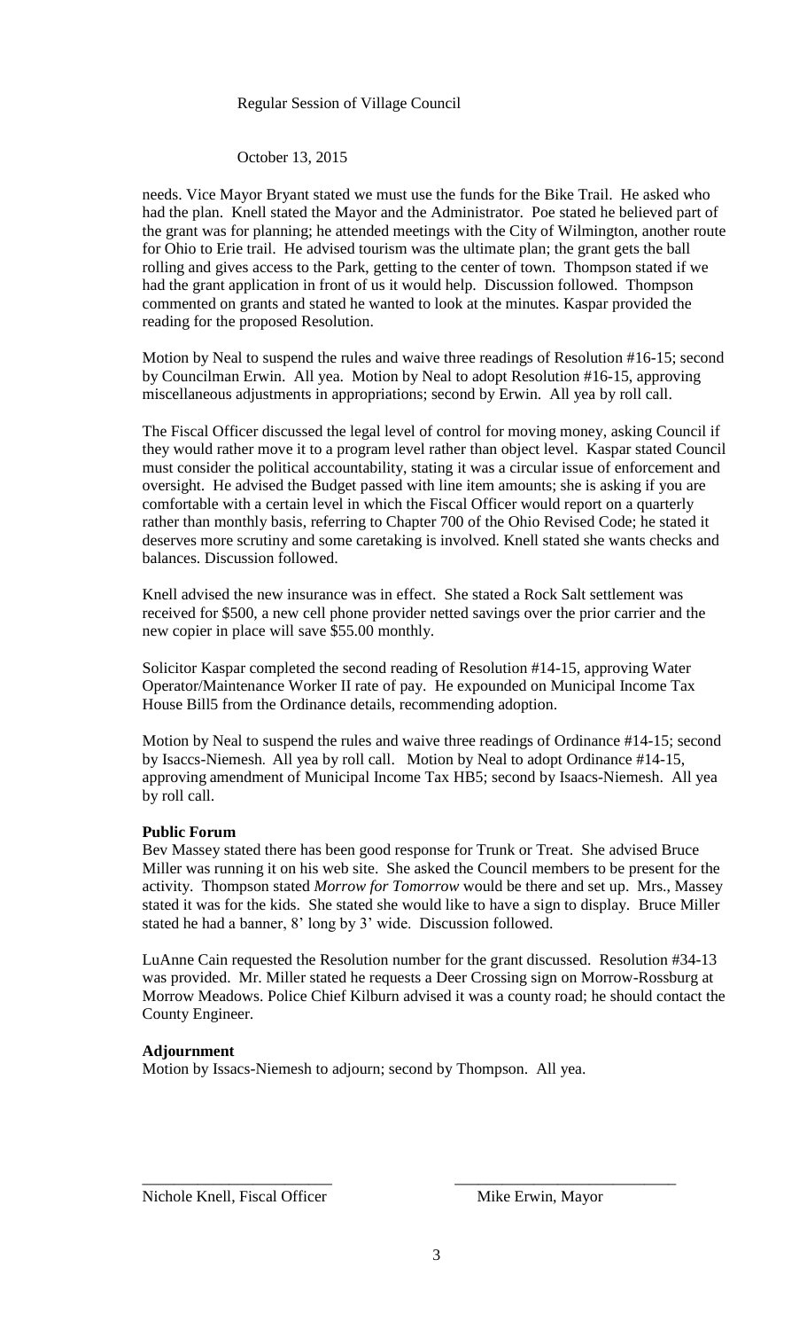Regular Session of Village Council

October 13, 2015

needs. Vice Mayor Bryant stated we must use the funds for the Bike Trail. He asked who had the plan. Knell stated the Mayor and the Administrator. Poe stated he believed part of the grant was for planning; he attended meetings with the City of Wilmington, another route for Ohio to Erie trail. He advised tourism was the ultimate plan; the grant gets the ball rolling and gives access to the Park, getting to the center of town. Thompson stated if we had the grant application in front of us it would help. Discussion followed. Thompson commented on grants and stated he wanted to look at the minutes. Kaspar provided the reading for the proposed Resolution.

Motion by Neal to suspend the rules and waive three readings of Resolution #16-15; second by Councilman Erwin. All yea. Motion by Neal to adopt Resolution #16-15, approving miscellaneous adjustments in appropriations; second by Erwin. All yea by roll call.

The Fiscal Officer discussed the legal level of control for moving money, asking Council if they would rather move it to a program level rather than object level. Kaspar stated Council must consider the political accountability, stating it was a circular issue of enforcement and oversight. He advised the Budget passed with line item amounts; she is asking if you are comfortable with a certain level in which the Fiscal Officer would report on a quarterly rather than monthly basis, referring to Chapter 700 of the Ohio Revised Code; he stated it deserves more scrutiny and some caretaking is involved. Knell stated she wants checks and balances. Discussion followed.

Knell advised the new insurance was in effect. She stated a Rock Salt settlement was received for $500, a new cell phone provider netted savings over the prior carrier and the new copier in place will save $55.00 monthly.

Solicitor Kaspar completed the second reading of Resolution #14-15, approving Water Operator/Maintenance Worker II rate of pay. He expounded on Municipal Income Tax House Bill5 from the Ordinance details, recommending adoption.

Motion by Neal to suspend the rules and waive three readings of Ordinance #14-15; second by Isaccs-Niemesh. All yea by roll call. Motion by Neal to adopt Ordinance #14-15, approving amendment of Municipal Income Tax HB5; second by Isaacs-Niemesh. All yea by roll call.

**Public Forum**

Bev Massey stated there has been good response for Trunk or Treat. She advised Bruce Miller was running it on his web site. She asked the Council members to be present for the activity. Thompson stated *Morrow for Tomorrow* would be there and set up. Mrs., Massey stated it was for the kids. She stated she would like to have a sign to display. Bruce Miller stated he had a banner, 8' long by 3' wide. Discussion followed.

LuAnne Cain requested the Resolution number for the grant discussed. Resolution #34-13 was provided. Mr. Miller stated he requests a Deer Crossing sign on Morrow-Rossburg at Morrow Meadows. Police Chief Kilburn advised it was a county road; he should contact the County Engineer.

**Adjournment**

Motion by Issacs-Niemesh to adjourn; second by Thompson. All yea.

\_\_\_\_\_\_\_\_\_\_\_\_\_\_\_\_\_\_\_\_\_\_\_\_ \_\_\_\_\_\_\_\_\_\_\_\_\_\_\_\_\_\_\_\_\_\_\_\_\_\_\_\_

Nichole Knell, Fiscal Officer Mike Erwin, Mayor